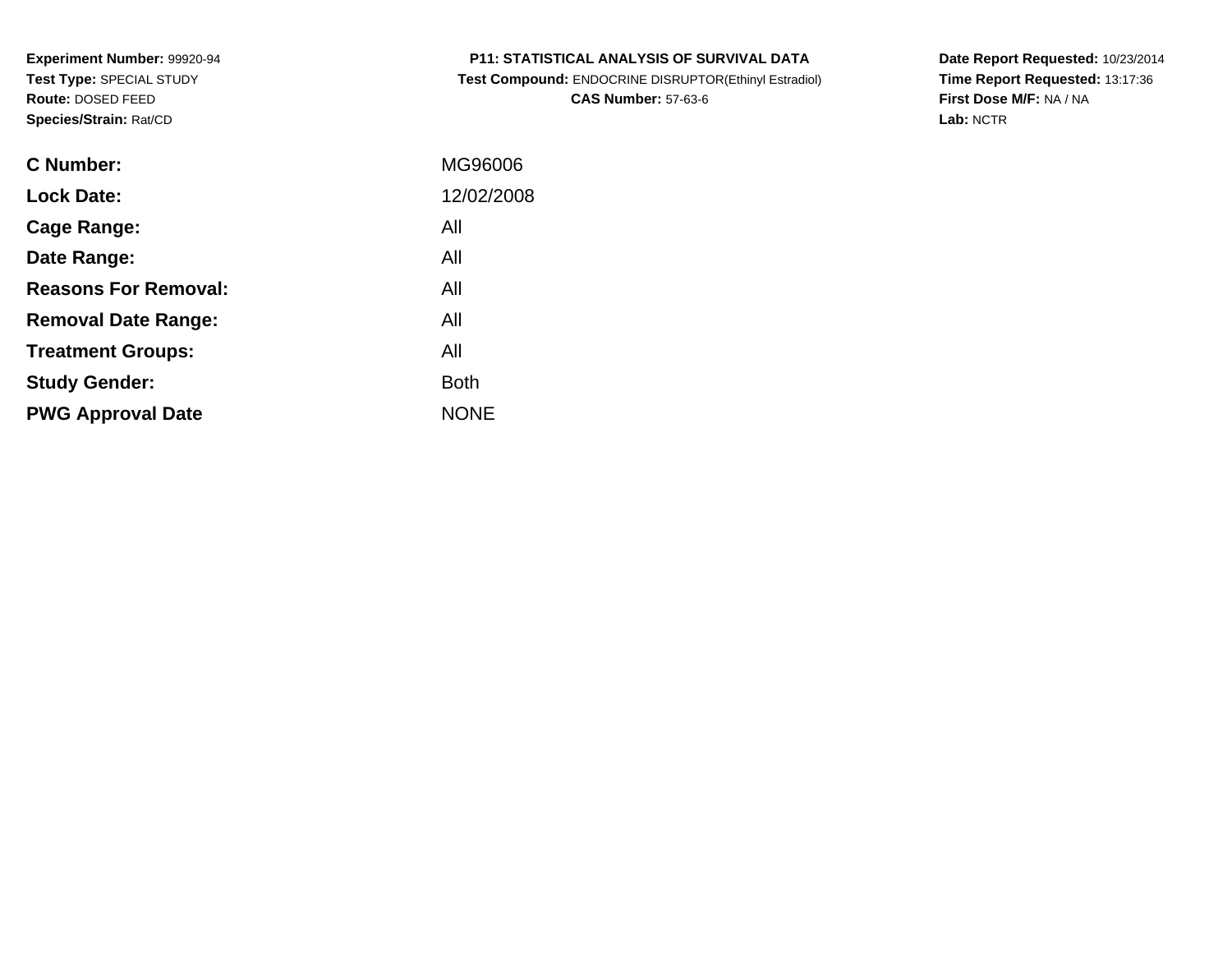**Experiment Number:** 99920-94
**Test Type:** SPECIAL STUDY
**Route:** DOSED FEED
**Species/Strain:** Rat/CD

**P11: STATISTICAL ANALYSIS OF SURVIVAL DATA**
**Test Compound:** ENDOCRINE DISRUPTOR(Ethinyl Estradiol)
**CAS Number:** 57-63-6

**Date Report Requested:** 10/23/2014
**Time Report Requested:** 13:17:36
**First Dose M/F:** NA / NA
**Lab:** NCTR

| | |
|---|---|
| **C Number:** | MG96006 |
| **Lock Date:** | 12/02/2008 |
| **Cage Range:** | All |
| **Date Range:** | All |
| **Reasons For Removal:** | All |
| **Removal Date Range:** | All |
| **Treatment Groups:** | All |
| **Study Gender:** | Both |
| **PWG Approval Date** | NONE |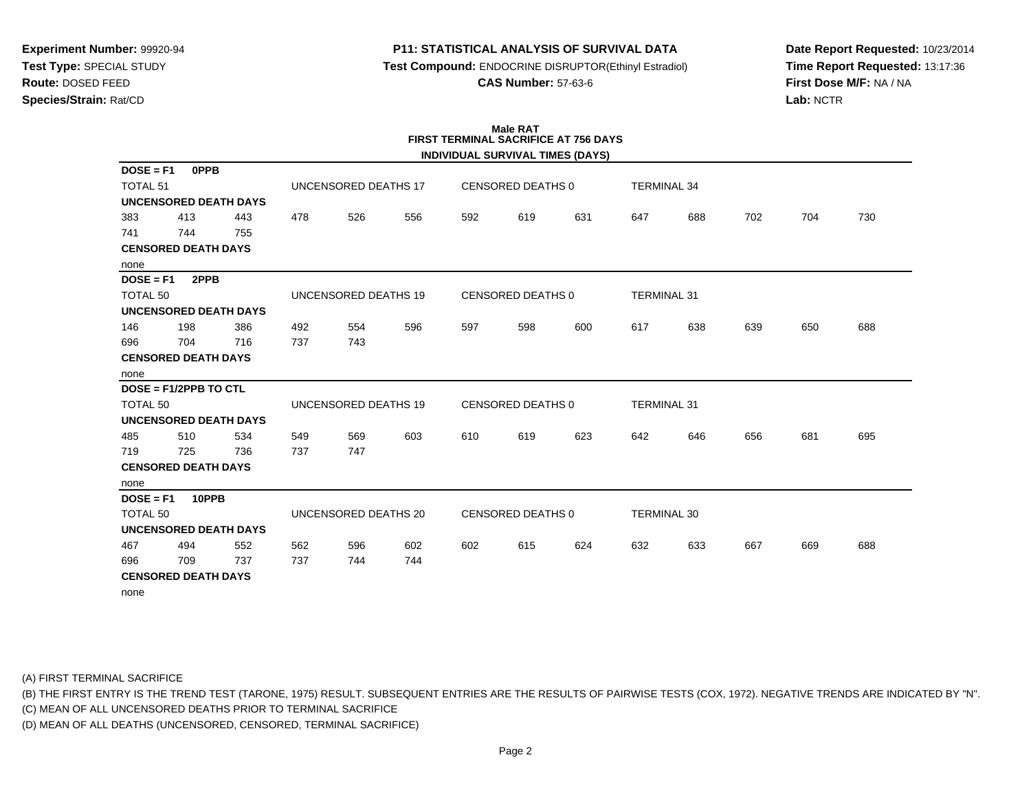**Experiment Number:** 99920-94
**Test Type:** SPECIAL STUDY
**Route:** DOSED FEED
**Species/Strain:** Rat/CD

**P11: STATISTICAL ANALYSIS OF SURVIVAL DATA**
**Test Compound:** ENDOCRINE DISRUPTOR(Ethinyl Estradiol)
**CAS Number:** 57-63-6

**Date Report Requested:** 10/23/2014
**Time Report Requested:** 13:17:36
**First Dose M/F:** NA / NA
**Lab:** NCTR

## Male RAT
## FIRST TERMINAL SACRIFICE AT 756 DAYS
### INDIVIDUAL SURVIVAL TIMES (DAYS)

**DOSE = F1 0PPB**

TOTAL 51 | UNCENSORED DEATHS 17 | CENSORED DEATHS 0 | TERMINAL 34

**UNCENSORED DEATH DAYS**

383 413 443 478 526 556 592 619 631 647 688 702 704 730
741 744 755

**CENSORED DEATH DAYS**

none

**DOSE = F1 2PPB**

TOTAL 50 | UNCENSORED DEATHS 19 | CENSORED DEATHS 0 | TERMINAL 31

**UNCENSORED DEATH DAYS**

146 198 386 492 554 596 597 598 600 617 638 639 650 688
696 704 716 737 743

**CENSORED DEATH DAYS**

none

**DOSE = F1/2PPB TO CTL**

TOTAL 50 | UNCENSORED DEATHS 19 | CENSORED DEATHS 0 | TERMINAL 31

**UNCENSORED DEATH DAYS**

485 510 534 549 569 603 610 619 623 642 646 656 681 695
719 725 736 737 747

**CENSORED DEATH DAYS**

none

**DOSE = F1 10PPB**

TOTAL 50 | UNCENSORED DEATHS 20 | CENSORED DEATHS 0 | TERMINAL 30

**UNCENSORED DEATH DAYS**

467 494 552 562 596 602 602 615 624 632 633 667 669 688
696 709 737 737 744 744

**CENSORED DEATH DAYS**

none

(A) FIRST TERMINAL SACRIFICE
(B) THE FIRST ENTRY IS THE TREND TEST (TARONE, 1975) RESULT. SUBSEQUENT ENTRIES ARE THE RESULTS OF PAIRWISE TESTS (COX, 1972). NEGATIVE TRENDS ARE INDICATED BY "N".
(C) MEAN OF ALL UNCENSORED DEATHS PRIOR TO TERMINAL SACRIFICE
(D) MEAN OF ALL DEATHS (UNCENSORED, CENSORED, TERMINAL SACRIFICE)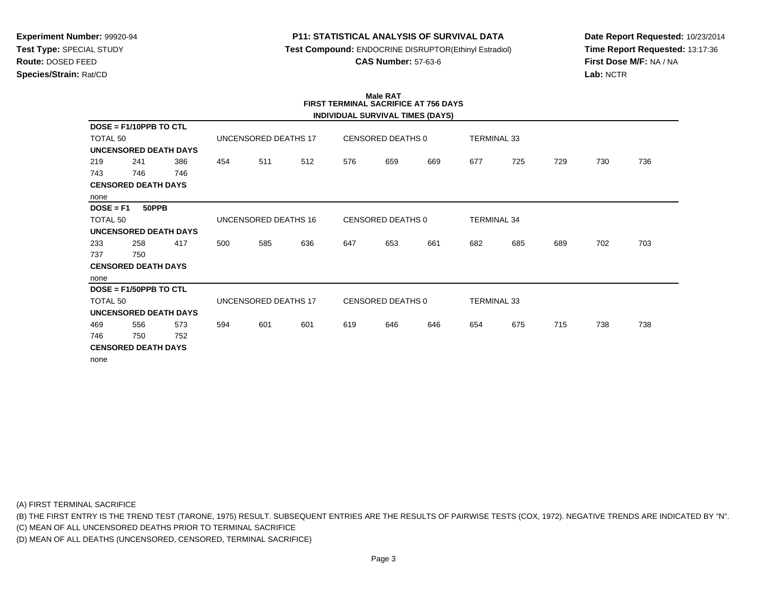**Experiment Number:** 99920-94
**Test Type:** SPECIAL STUDY
**Route:** DOSED FEED
**Species/Strain:** Rat/CD

**P11: STATISTICAL ANALYSIS OF SURVIVAL DATA**
**Test Compound:** ENDOCRINE DISRUPTOR(Ethinyl Estradiol)
**CAS Number:** 57-63-6

**Date Report Requested:** 10/23/2014
**Time Report Requested:** 13:17:36
**First Dose M/F:** NA / NA
**Lab:** NCTR

**Male RAT**
**FIRST TERMINAL SACRIFICE AT 756 DAYS**
**INDIVIDUAL SURVIVAL TIMES (DAYS)**

**DOSE = F1/10PPB TO CTL**

TOTAL 50 | UNCENSORED DEATHS 17 | CENSORED DEATHS 0 | TERMINAL 33

**UNCENSORED DEATH DAYS**

219 241 386 454 511 512 576 659 669 677 725 729 730 736
743 746 746

**CENSORED DEATH DAYS**

none

**DOSE = F1 50PPB**

TOTAL 50 | UNCENSORED DEATHS 16 | CENSORED DEATHS 0 | TERMINAL 34

**UNCENSORED DEATH DAYS**

233 258 417 500 585 636 647 653 661 682 685 689 702 703
737 750

**CENSORED DEATH DAYS**

none

**DOSE = F1/50PPB TO CTL**

TOTAL 50 | UNCENSORED DEATHS 17 | CENSORED DEATHS 0 | TERMINAL 33

**UNCENSORED DEATH DAYS**

469 556 573 594 601 601 619 646 646 654 675 715 738 738
746 750 752

**CENSORED DEATH DAYS**

none

(A) FIRST TERMINAL SACRIFICE
(B) THE FIRST ENTRY IS THE TREND TEST (TARONE, 1975) RESULT. SUBSEQUENT ENTRIES ARE THE RESULTS OF PAIRWISE TESTS (COX, 1972). NEGATIVE TRENDS ARE INDICATED BY "N".
(C) MEAN OF ALL UNCENSORED DEATHS PRIOR TO TERMINAL SACRIFICE
(D) MEAN OF ALL DEATHS (UNCENSORED, CENSORED, TERMINAL SACRIFICE)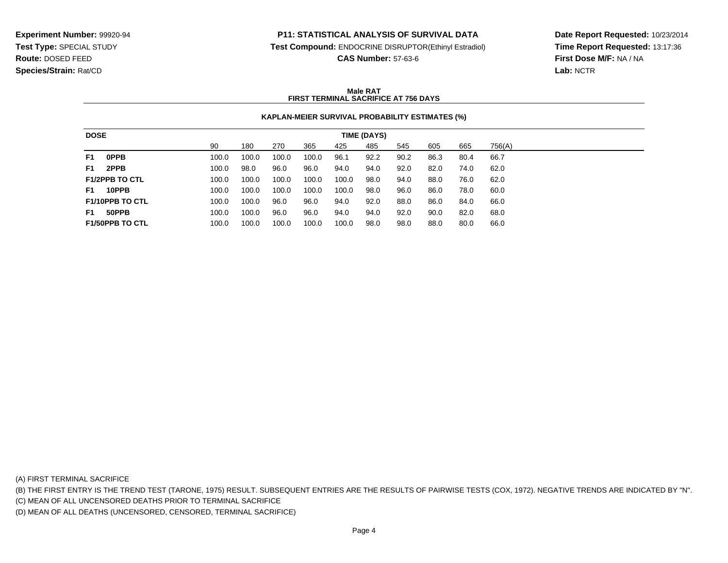**Experiment Number:** 99920-94
**Test Type:** SPECIAL STUDY
**Route:** DOSED FEED
**Species/Strain:** Rat/CD

**P11: STATISTICAL ANALYSIS OF SURVIVAL DATA**
**Test Compound:** ENDOCRINE DISRUPTOR(Ethinyl Estradiol)
**CAS Number:** 57-63-6

**Date Report Requested:** 10/23/2014
**Time Report Requested:** 13:17:36
**First Dose M/F:** NA / NA
**Lab:** NCTR

**Male RAT**
**FIRST TERMINAL SACRIFICE AT 756 DAYS**

**KAPLAN-MEIER SURVIVAL PROBABILITY ESTIMATES (%)**

| DOSE | TIME (DAYS) | | | | | | | | | |
|---|---|---|---|---|---|---|---|---|---|---|
| | 90 | 180 | 270 | 365 | 425 | 485 | 545 | 605 | 665 | 756(A) |
| **F1 0PPB** | 100.0 | 100.0 | 100.0 | 100.0 | 96.1 | 92.2 | 90.2 | 86.3 | 80.4 | 66.7 |
| **F1 2PPB** | 100.0 | 98.0 | 96.0 | 96.0 | 94.0 | 94.0 | 92.0 | 82.0 | 74.0 | 62.0 |
| **F1/2PPB TO CTL** | 100.0 | 100.0 | 100.0 | 100.0 | 100.0 | 98.0 | 94.0 | 88.0 | 76.0 | 62.0 |
| **F1 10PPB** | 100.0 | 100.0 | 100.0 | 100.0 | 100.0 | 98.0 | 96.0 | 86.0 | 78.0 | 60.0 |
| **F1/10PPB TO CTL** | 100.0 | 100.0 | 96.0 | 96.0 | 94.0 | 92.0 | 88.0 | 86.0 | 84.0 | 66.0 |
| **F1 50PPB** | 100.0 | 100.0 | 96.0 | 96.0 | 94.0 | 94.0 | 92.0 | 90.0 | 82.0 | 68.0 |
| **F1/50PPB TO CTL** | 100.0 | 100.0 | 100.0 | 100.0 | 100.0 | 98.0 | 98.0 | 88.0 | 80.0 | 66.0 |

(A) FIRST TERMINAL SACRIFICE
(B) THE FIRST ENTRY IS THE TREND TEST (TARONE, 1975) RESULT. SUBSEQUENT ENTRIES ARE THE RESULTS OF PAIRWISE TESTS (COX, 1972). NEGATIVE TRENDS ARE INDICATED BY "N".
(C) MEAN OF ALL UNCENSORED DEATHS PRIOR TO TERMINAL SACRIFICE
(D) MEAN OF ALL DEATHS (UNCENSORED, CENSORED, TERMINAL SACRIFICE)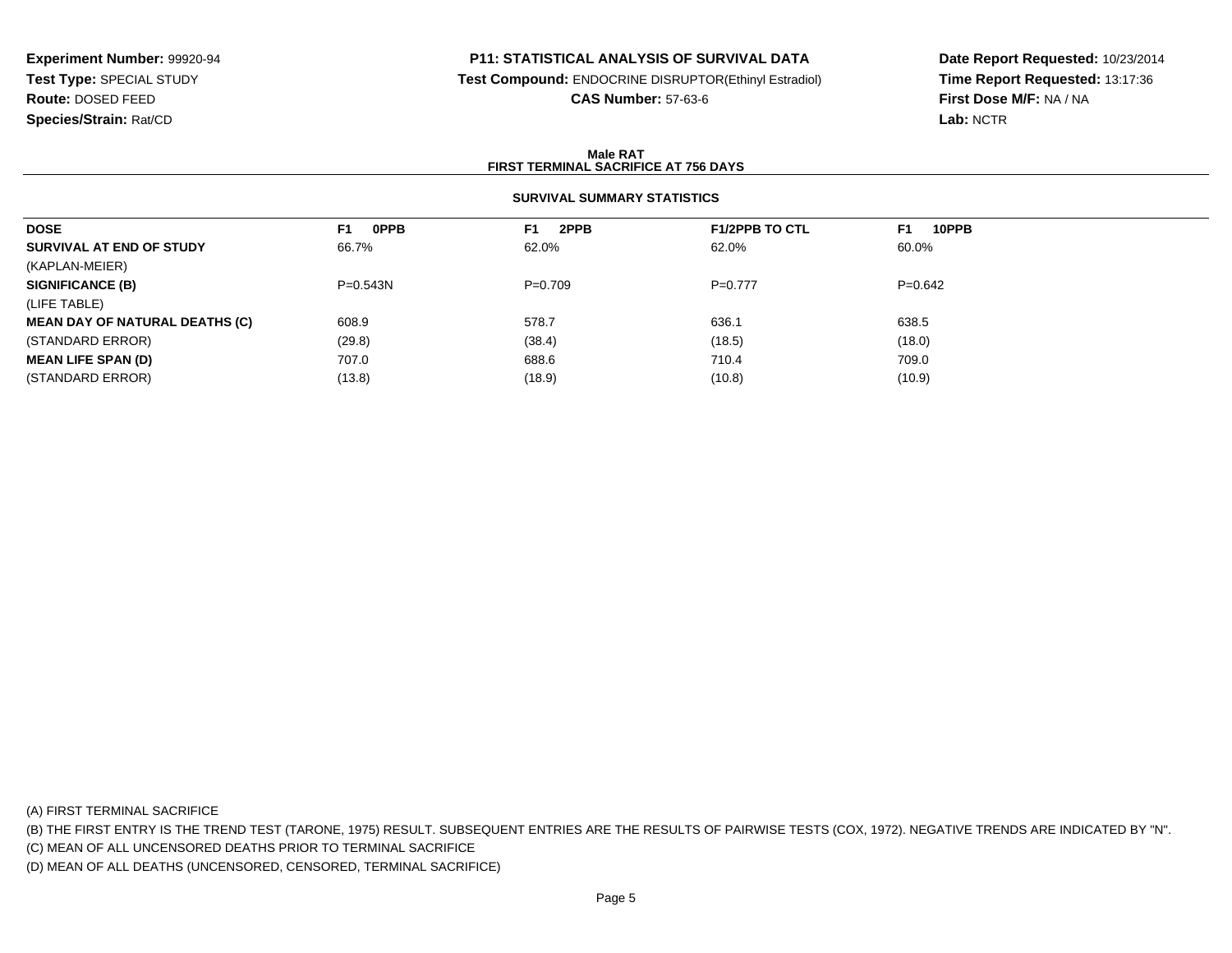**Experiment Number:** 99920-94
**Test Type:** SPECIAL STUDY
**Route:** DOSED FEED
**Species/Strain:** Rat/CD

**P11: STATISTICAL ANALYSIS OF SURVIVAL DATA**
**Test Compound:** ENDOCRINE DISRUPTOR(Ethinyl Estradiol)
**CAS Number:** 57-63-6

**Date Report Requested:** 10/23/2014
**Time Report Requested:** 13:17:36
**First Dose M/F:** NA / NA
**Lab:** NCTR

**Male RAT**
**FIRST TERMINAL SACRIFICE AT 756 DAYS**

**SURVIVAL SUMMARY STATISTICS**

| DOSE | F1 0PPB | F1 2PPB | F1/2PPB TO CTL | F1 10PPB |
|---|---|---|---|---|
| **SURVIVAL AT END OF STUDY** | 66.7% | 62.0% | 62.0% | 60.0% |
| (KAPLAN-MEIER) | | | | |
| **SIGNIFICANCE (B)** | P=0.543N | P=0.709 | P=0.777 | P=0.642 |
| (LIFE TABLE) | | | | |
| **MEAN DAY OF NATURAL DEATHS (C)** | 608.9 | 578.7 | 636.1 | 638.5 |
| (STANDARD ERROR) | (29.8) | (38.4) | (18.5) | (18.0) |
| **MEAN LIFE SPAN (D)** | 707.0 | 688.6 | 710.4 | 709.0 |
| (STANDARD ERROR) | (13.8) | (18.9) | (10.8) | (10.9) |

(A) FIRST TERMINAL SACRIFICE
(B) THE FIRST ENTRY IS THE TREND TEST (TARONE, 1975) RESULT. SUBSEQUENT ENTRIES ARE THE RESULTS OF PAIRWISE TESTS (COX, 1972). NEGATIVE TRENDS ARE INDICATED BY "N".
(C) MEAN OF ALL UNCENSORED DEATHS PRIOR TO TERMINAL SACRIFICE
(D) MEAN OF ALL DEATHS (UNCENSORED, CENSORED, TERMINAL SACRIFICE)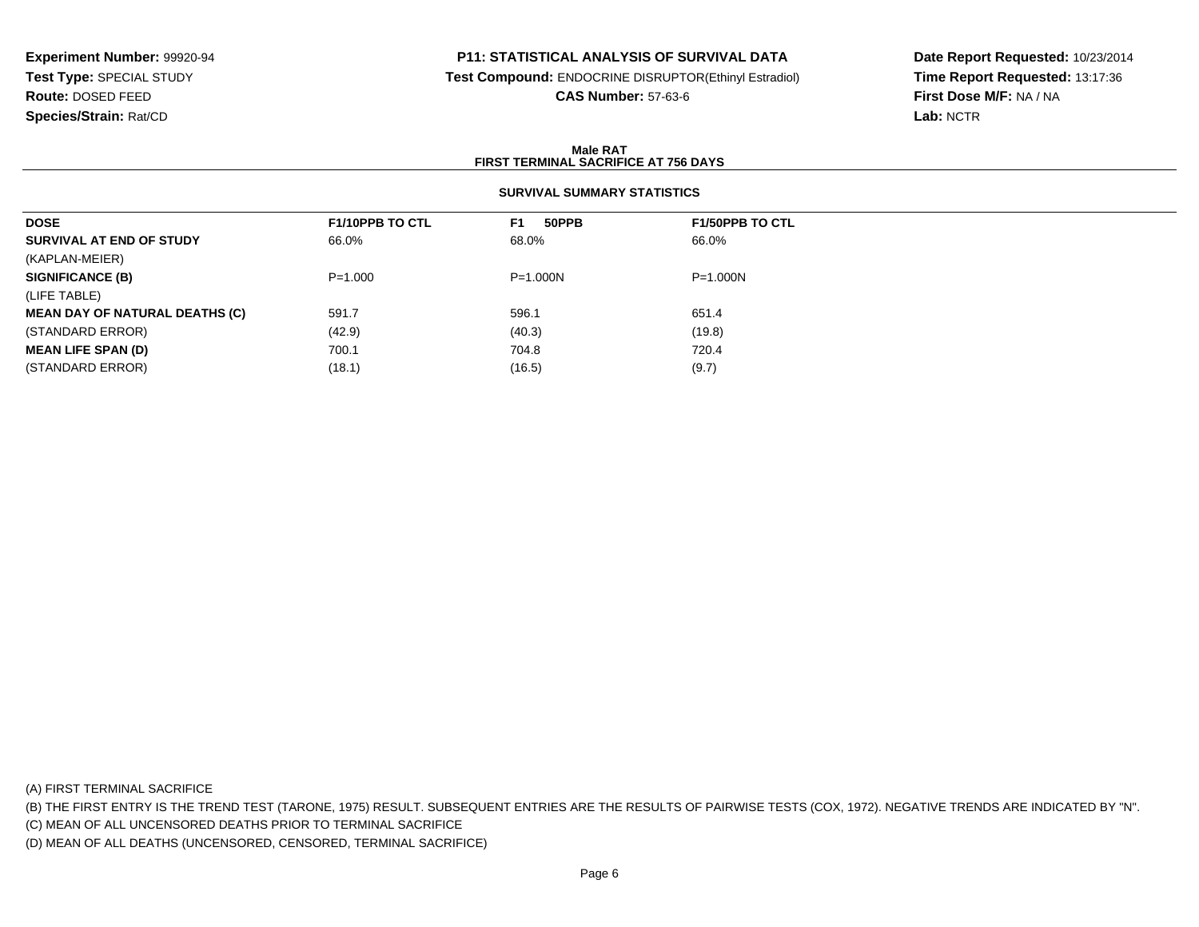**Experiment Number:** 99920-94
**Test Type:** SPECIAL STUDY
**Route:** DOSED FEED
**Species/Strain:** Rat/CD

**P11: STATISTICAL ANALYSIS OF SURVIVAL DATA**
**Test Compound:** ENDOCRINE DISRUPTOR(Ethinyl Estradiol)
**CAS Number:** 57-63-6

**Date Report Requested:** 10/23/2014
**Time Report Requested:** 13:17:36
**First Dose M/F:** NA / NA
**Lab:** NCTR

**Male RAT**
**FIRST TERMINAL SACRIFICE AT 756 DAYS**

**SURVIVAL SUMMARY STATISTICS**

| DOSE | F1/10PPB TO CTL | F1 50PPB | F1/50PPB TO CTL |
|---|---|---|---|
| **SURVIVAL AT END OF STUDY** | 66.0% | 68.0% | 66.0% |
| (KAPLAN-MEIER) | | | |
| **SIGNIFICANCE (B)** | P=1.000 | P=1.000N | P=1.000N |
| (LIFE TABLE) | | | |
| **MEAN DAY OF NATURAL DEATHS (C)** | 591.7 | 596.1 | 651.4 |
| (STANDARD ERROR) | (42.9) | (40.3) | (19.8) |
| **MEAN LIFE SPAN (D)** | 700.1 | 704.8 | 720.4 |
| (STANDARD ERROR) | (18.1) | (16.5) | (9.7) |

(A) FIRST TERMINAL SACRIFICE
(B) THE FIRST ENTRY IS THE TREND TEST (TARONE, 1975) RESULT. SUBSEQUENT ENTRIES ARE THE RESULTS OF PAIRWISE TESTS (COX, 1972). NEGATIVE TRENDS ARE INDICATED BY "N".
(C) MEAN OF ALL UNCENSORED DEATHS PRIOR TO TERMINAL SACRIFICE
(D) MEAN OF ALL DEATHS (UNCENSORED, CENSORED, TERMINAL SACRIFICE)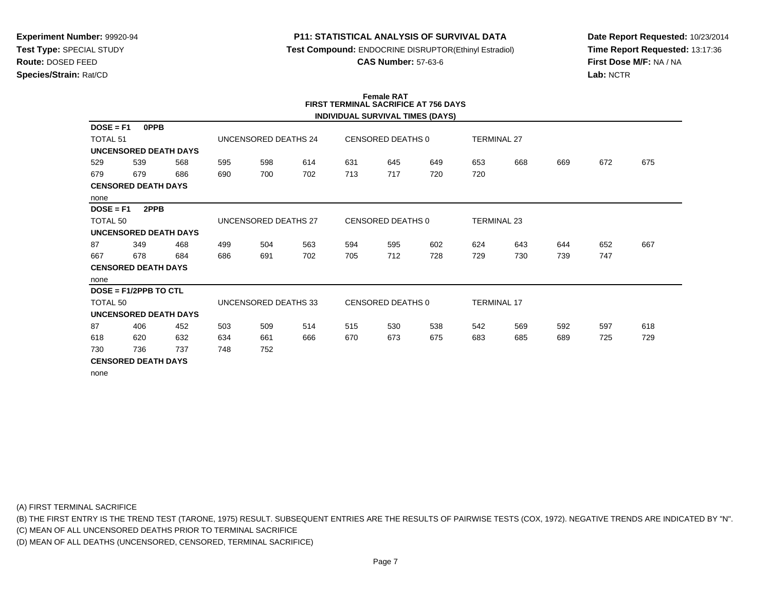**Experiment Number:** 99920-94
**Test Type:** SPECIAL STUDY
**Route:** DOSED FEED
**Species/Strain:** Rat/CD

**P11: STATISTICAL ANALYSIS OF SURVIVAL DATA**
**Test Compound:** ENDOCRINE DISRUPTOR(Ethinyl Estradiol)
**CAS Number:** 57-63-6

**Date Report Requested:** 10/23/2014
**Time Report Requested:** 13:17:36
**First Dose M/F:** NA / NA
**Lab:** NCTR

## Female RAT
## FIRST TERMINAL SACRIFICE AT 756 DAYS
### INDIVIDUAL SURVIVAL TIMES (DAYS)

**DOSE = F1 0PPB**

TOTAL 51 | UNCENSORED DEATHS 24 | CENSORED DEATHS 0 | TERMINAL 27

**UNCENSORED DEATH DAYS**

| | | | | | | | | | | | | | |
|---|---|---|---|---|---|---|---|---|---|---|---|---|---|
| 529 | 539 | 568 | 595 | 598 | 614 | 631 | 645 | 649 | 653 | 668 | 669 | 672 | 675 |
| 679 | 679 | 686 | 690 | 700 | 702 | 713 | 717 | 720 | 720 | | | | |

**CENSORED DEATH DAYS**

none

**DOSE = F1 2PPB**

TOTAL 50 | UNCENSORED DEATHS 27 | CENSORED DEATHS 0 | TERMINAL 23

**UNCENSORED DEATH DAYS**

| | | | | | | | | | | | | | |
|---|---|---|---|---|---|---|---|---|---|---|---|---|---|
| 87 | 349 | 468 | 499 | 504 | 563 | 594 | 595 | 602 | 624 | 643 | 644 | 652 | 667 |
| 667 | 678 | 684 | 686 | 691 | 702 | 705 | 712 | 728 | 729 | 730 | 739 | 747 | |

**CENSORED DEATH DAYS**

none

**DOSE = F1/2PPB TO CTL**

TOTAL 50 | UNCENSORED DEATHS 33 | CENSORED DEATHS 0 | TERMINAL 17

**UNCENSORED DEATH DAYS**

| | | | | | | | | | | | | | |
|---|---|---|---|---|---|---|---|---|---|---|---|---|---|
| 87 | 406 | 452 | 503 | 509 | 514 | 515 | 530 | 538 | 542 | 569 | 592 | 597 | 618 |
| 618 | 620 | 632 | 634 | 661 | 666 | 670 | 673 | 675 | 683 | 685 | 689 | 725 | 729 |
| 730 | 736 | 737 | 748 | 752 | | | | | | | | | |

**CENSORED DEATH DAYS**

none

(A) FIRST TERMINAL SACRIFICE
(B) THE FIRST ENTRY IS THE TREND TEST (TARONE, 1975) RESULT. SUBSEQUENT ENTRIES ARE THE RESULTS OF PAIRWISE TESTS (COX, 1972). NEGATIVE TRENDS ARE INDICATED BY "N".
(C) MEAN OF ALL UNCENSORED DEATHS PRIOR TO TERMINAL SACRIFICE
(D) MEAN OF ALL DEATHS (UNCENSORED, CENSORED, TERMINAL SACRIFICE)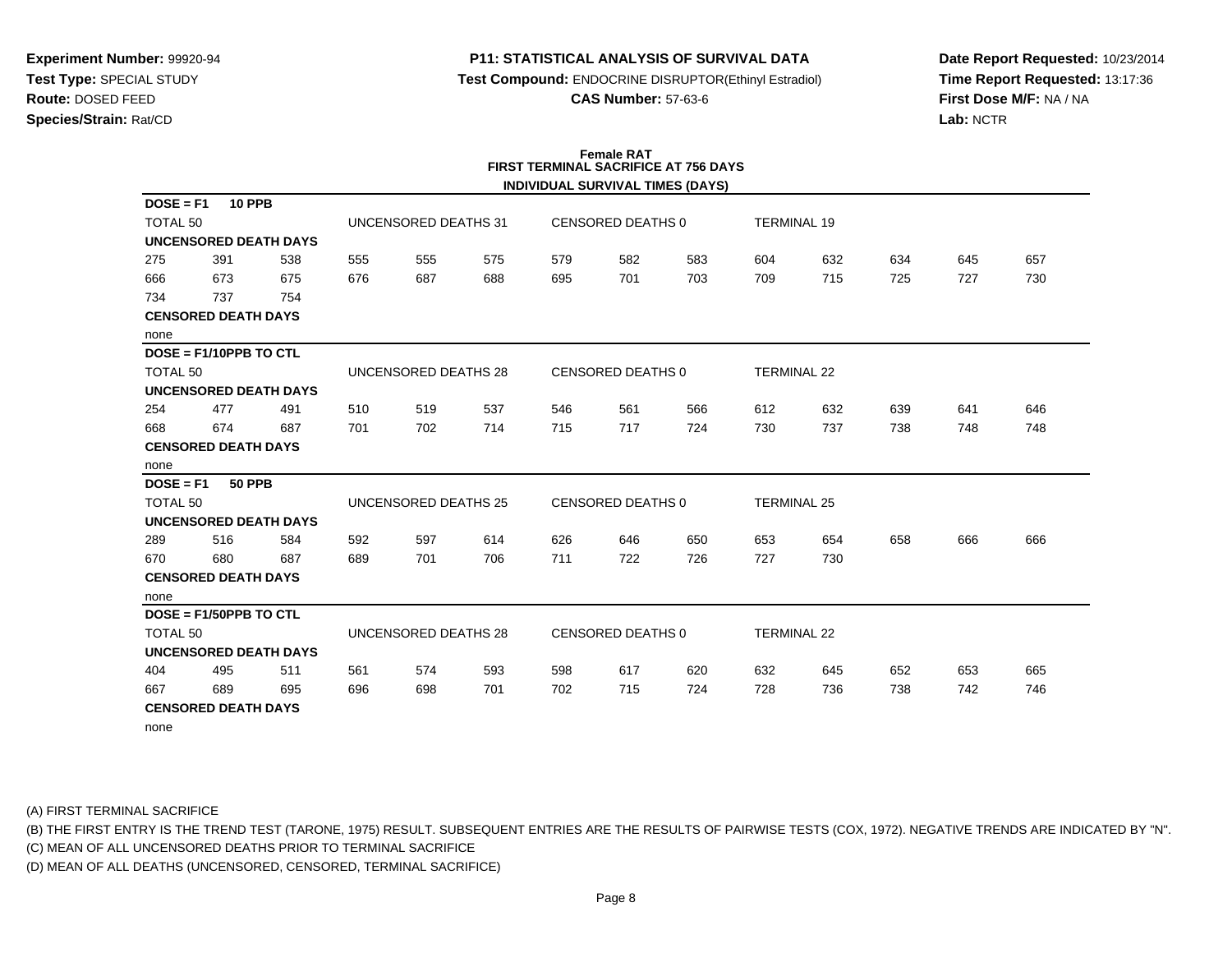**Experiment Number:** 99920-94
**Test Type:** SPECIAL STUDY
**Route:** DOSED FEED
**Species/Strain:** Rat/CD

**P11: STATISTICAL ANALYSIS OF SURVIVAL DATA**
**Test Compound:** ENDOCRINE DISRUPTOR(Ethinyl Estradiol)
**CAS Number:** 57-63-6

**Date Report Requested:** 10/23/2014
**Time Report Requested:** 13:17:36
**First Dose M/F:** NA / NA
**Lab:** NCTR

## Female RAT
## FIRST TERMINAL SACRIFICE AT 756 DAYS
### INDIVIDUAL SURVIVAL TIMES (DAYS)

**DOSE = F1 10 PPB**

TOTAL 50 | UNCENSORED DEATHS 31 | CENSORED DEATHS 0 | TERMINAL 19

**UNCENSORED DEATH DAYS**

275 391 538 555 555 575 579 582 583 604 632 634 645 657
666 673 675 676 687 688 695 701 703 709 715 725 727 730
734 737 754

**CENSORED DEATH DAYS**

none

**DOSE = F1/10PPB TO CTL**

TOTAL 50 | UNCENSORED DEATHS 28 | CENSORED DEATHS 0 | TERMINAL 22

**UNCENSORED DEATH DAYS**

254 477 491 510 519 537 546 561 566 612 632 639 641 646
668 674 687 701 702 714 715 717 724 730 737 738 748 748

**CENSORED DEATH DAYS**

none

**DOSE = F1 50 PPB**

TOTAL 50 | UNCENSORED DEATHS 25 | CENSORED DEATHS 0 | TERMINAL 25

**UNCENSORED DEATH DAYS**

289 516 584 592 597 614 626 646 650 653 654 658 666 666
670 680 687 689 701 706 711 722 726 727 730

**CENSORED DEATH DAYS**

none

**DOSE = F1/50PPB TO CTL**

TOTAL 50 | UNCENSORED DEATHS 28 | CENSORED DEATHS 0 | TERMINAL 22

**UNCENSORED DEATH DAYS**

404 495 511 561 574 593 598 617 620 632 645 652 653 665
667 689 695 696 698 701 702 715 724 728 736 738 742 746

**CENSORED DEATH DAYS**

none

(A) FIRST TERMINAL SACRIFICE
(B) THE FIRST ENTRY IS THE TREND TEST (TARONE, 1975) RESULT. SUBSEQUENT ENTRIES ARE THE RESULTS OF PAIRWISE TESTS (COX, 1972). NEGATIVE TRENDS ARE INDICATED BY "N".
(C) MEAN OF ALL UNCENSORED DEATHS PRIOR TO TERMINAL SACRIFICE
(D) MEAN OF ALL DEATHS (UNCENSORED, CENSORED, TERMINAL SACRIFICE)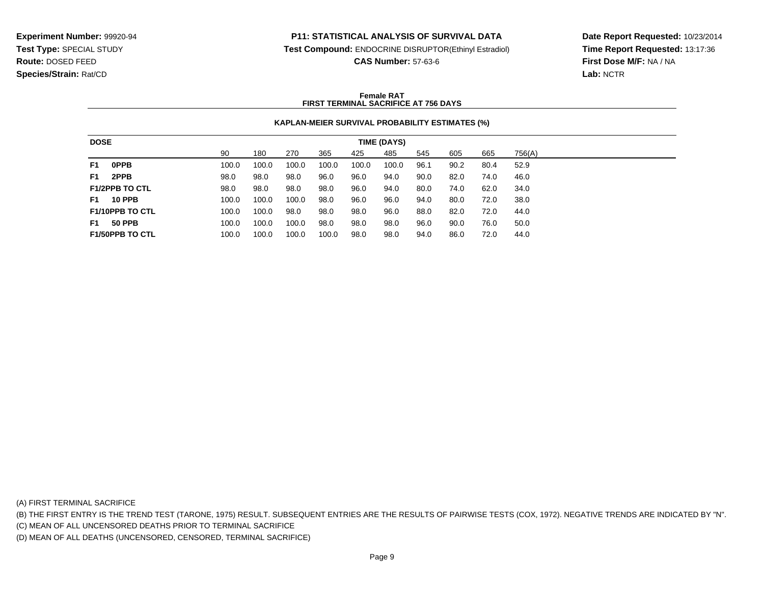**Experiment Number:** 99920-94
**Test Type:** SPECIAL STUDY
**Route:** DOSED FEED
**Species/Strain:** Rat/CD

**P11: STATISTICAL ANALYSIS OF SURVIVAL DATA**
**Test Compound:** ENDOCRINE DISRUPTOR(Ethinyl Estradiol)
**CAS Number:** 57-63-6

**Date Report Requested:** 10/23/2014
**Time Report Requested:** 13:17:36
**First Dose M/F:** NA / NA
**Lab:** NCTR

**Female RAT**
**FIRST TERMINAL SACRIFICE AT 756 DAYS**

**KAPLAN-MEIER SURVIVAL PROBABILITY ESTIMATES (%)**

| DOSE | TIME (DAYS) | | | | | | | | | |
|---|---|---|---|---|---|---|---|---|---|---|
| | 90 | 180 | 270 | 365 | 425 | 485 | 545 | 605 | 665 | 756(A) |
| **F1 0PPB** | 100.0 | 100.0 | 100.0 | 100.0 | 100.0 | 100.0 | 96.1 | 90.2 | 80.4 | 52.9 |
| **F1 2PPB** | 98.0 | 98.0 | 98.0 | 96.0 | 96.0 | 94.0 | 90.0 | 82.0 | 74.0 | 46.0 |
| **F1/2PPB TO CTL** | 98.0 | 98.0 | 98.0 | 98.0 | 96.0 | 94.0 | 80.0 | 74.0 | 62.0 | 34.0 |
| **F1 10 PPB** | 100.0 | 100.0 | 100.0 | 98.0 | 96.0 | 96.0 | 94.0 | 80.0 | 72.0 | 38.0 |
| **F1/10PPB TO CTL** | 100.0 | 100.0 | 98.0 | 98.0 | 98.0 | 96.0 | 88.0 | 82.0 | 72.0 | 44.0 |
| **F1 50 PPB** | 100.0 | 100.0 | 100.0 | 98.0 | 98.0 | 98.0 | 96.0 | 90.0 | 76.0 | 50.0 |
| **F1/50PPB TO CTL** | 100.0 | 100.0 | 100.0 | 100.0 | 98.0 | 98.0 | 94.0 | 86.0 | 72.0 | 44.0 |

(A) FIRST TERMINAL SACRIFICE
(B) THE FIRST ENTRY IS THE TREND TEST (TARONE, 1975) RESULT. SUBSEQUENT ENTRIES ARE THE RESULTS OF PAIRWISE TESTS (COX, 1972). NEGATIVE TRENDS ARE INDICATED BY "N".
(C) MEAN OF ALL UNCENSORED DEATHS PRIOR TO TERMINAL SACRIFICE
(D) MEAN OF ALL DEATHS (UNCENSORED, CENSORED, TERMINAL SACRIFICE)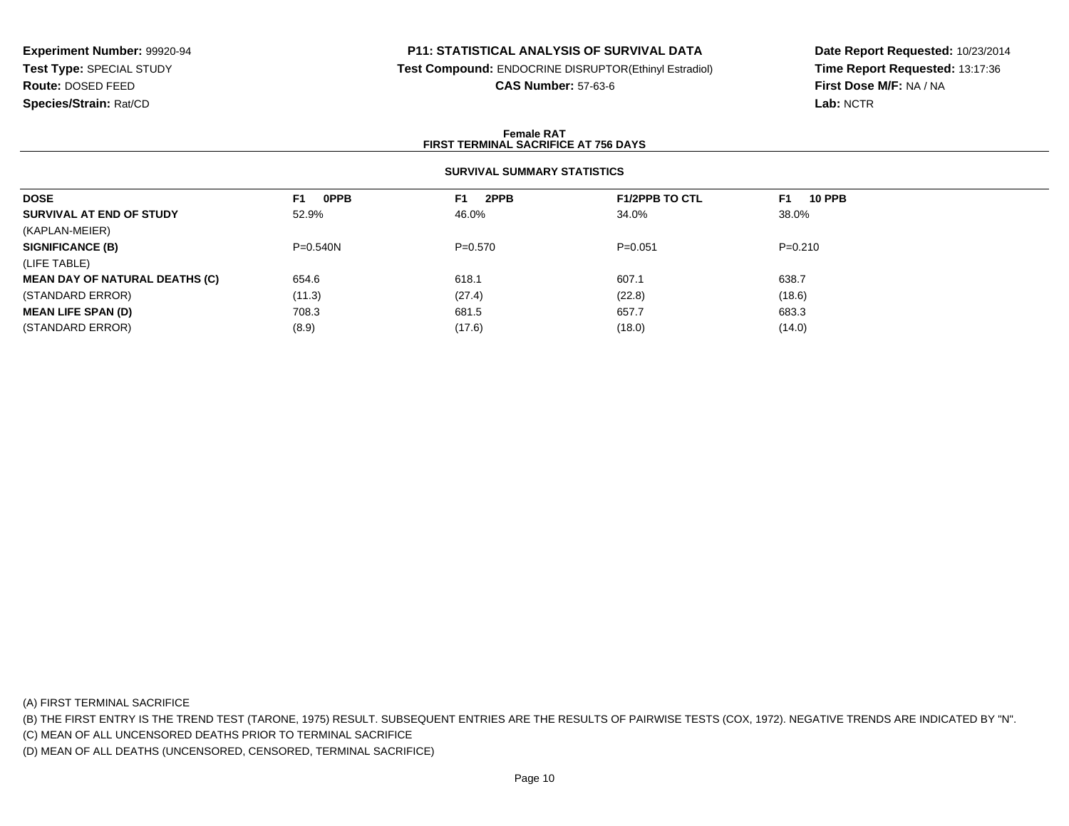**Experiment Number:** 99920-94
**Test Type:** SPECIAL STUDY
**Route:** DOSED FEED
**Species/Strain:** Rat/CD

**P11: STATISTICAL ANALYSIS OF SURVIVAL DATA**
**Test Compound:** ENDOCRINE DISRUPTOR(Ethinyl Estradiol)
**CAS Number:** 57-63-6

**Date Report Requested:** 10/23/2014
**Time Report Requested:** 13:17:36
**First Dose M/F:** NA / NA
**Lab:** NCTR

**Female RAT**
**FIRST TERMINAL SACRIFICE AT 756 DAYS**

**SURVIVAL SUMMARY STATISTICS**

| DOSE | F1 0PPB | F1 2PPB | F1/2PPB TO CTL | F1 10 PPB |
|---|---|---|---|---|
| **SURVIVAL AT END OF STUDY** | 52.9% | 46.0% | 34.0% | 38.0% |
| (KAPLAN-MEIER) | | | | |
| **SIGNIFICANCE (B)** | P=0.540N | P=0.570 | P=0.051 | P=0.210 |
| (LIFE TABLE) | | | | |
| **MEAN DAY OF NATURAL DEATHS (C)** | 654.6 | 618.1 | 607.1 | 638.7 |
| (STANDARD ERROR) | (11.3) | (27.4) | (22.8) | (18.6) |
| **MEAN LIFE SPAN (D)** | 708.3 | 681.5 | 657.7 | 683.3 |
| (STANDARD ERROR) | (8.9) | (17.6) | (18.0) | (14.0) |

(A) FIRST TERMINAL SACRIFICE
(B) THE FIRST ENTRY IS THE TREND TEST (TARONE, 1975) RESULT. SUBSEQUENT ENTRIES ARE THE RESULTS OF PAIRWISE TESTS (COX, 1972). NEGATIVE TRENDS ARE INDICATED BY "N".
(C) MEAN OF ALL UNCENSORED DEATHS PRIOR TO TERMINAL SACRIFICE
(D) MEAN OF ALL DEATHS (UNCENSORED, CENSORED, TERMINAL SACRIFICE)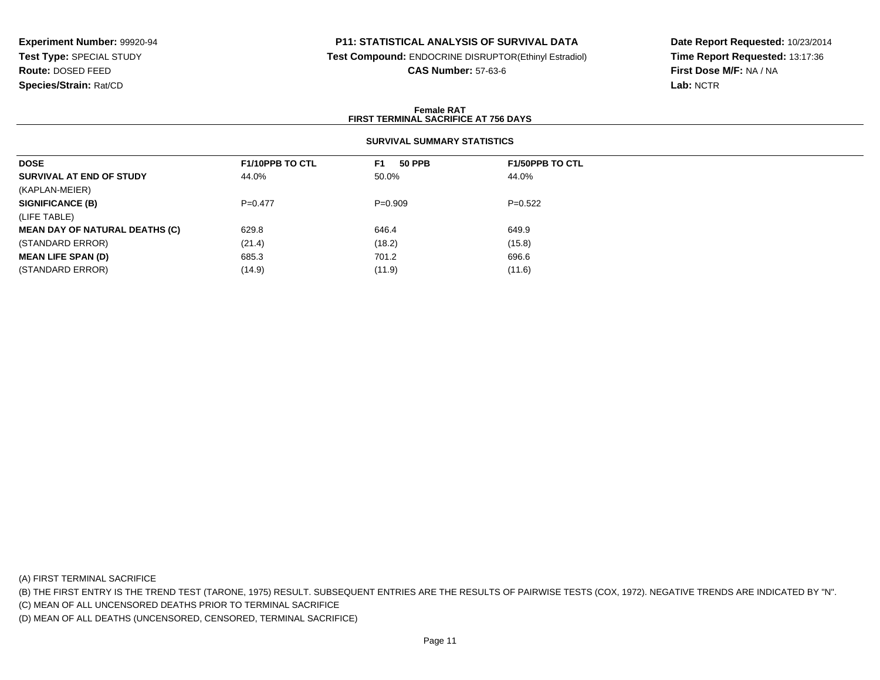**Experiment Number:** 99920-94
**Test Type:** SPECIAL STUDY
**Route:** DOSED FEED
**Species/Strain:** Rat/CD

**P11: STATISTICAL ANALYSIS OF SURVIVAL DATA**
**Test Compound:** ENDOCRINE DISRUPTOR(Ethinyl Estradiol)
**CAS Number:** 57-63-6

**Date Report Requested:** 10/23/2014
**Time Report Requested:** 13:17:36
**First Dose M/F:** NA / NA
**Lab:** NCTR

**Female RAT**
**FIRST TERMINAL SACRIFICE AT 756 DAYS**

**SURVIVAL SUMMARY STATISTICS**

| DOSE | F1/10PPB TO CTL | F1 50 PPB | F1/50PPB TO CTL |
|---|---|---|---|
| **SURVIVAL AT END OF STUDY** | 44.0% | 50.0% | 44.0% |
| (KAPLAN-MEIER) | | | |
| **SIGNIFICANCE (B)** | P=0.477 | P=0.909 | P=0.522 |
| (LIFE TABLE) | | | |
| **MEAN DAY OF NATURAL DEATHS (C)** | 629.8 | 646.4 | 649.9 |
| (STANDARD ERROR) | (21.4) | (18.2) | (15.8) |
| **MEAN LIFE SPAN (D)** | 685.3 | 701.2 | 696.6 |
| (STANDARD ERROR) | (14.9) | (11.9) | (11.6) |

(A) FIRST TERMINAL SACRIFICE
(B) THE FIRST ENTRY IS THE TREND TEST (TARONE, 1975) RESULT. SUBSEQUENT ENTRIES ARE THE RESULTS OF PAIRWISE TESTS (COX, 1972). NEGATIVE TRENDS ARE INDICATED BY "N".
(C) MEAN OF ALL UNCENSORED DEATHS PRIOR TO TERMINAL SACRIFICE
(D) MEAN OF ALL DEATHS (UNCENSORED, CENSORED, TERMINAL SACRIFICE)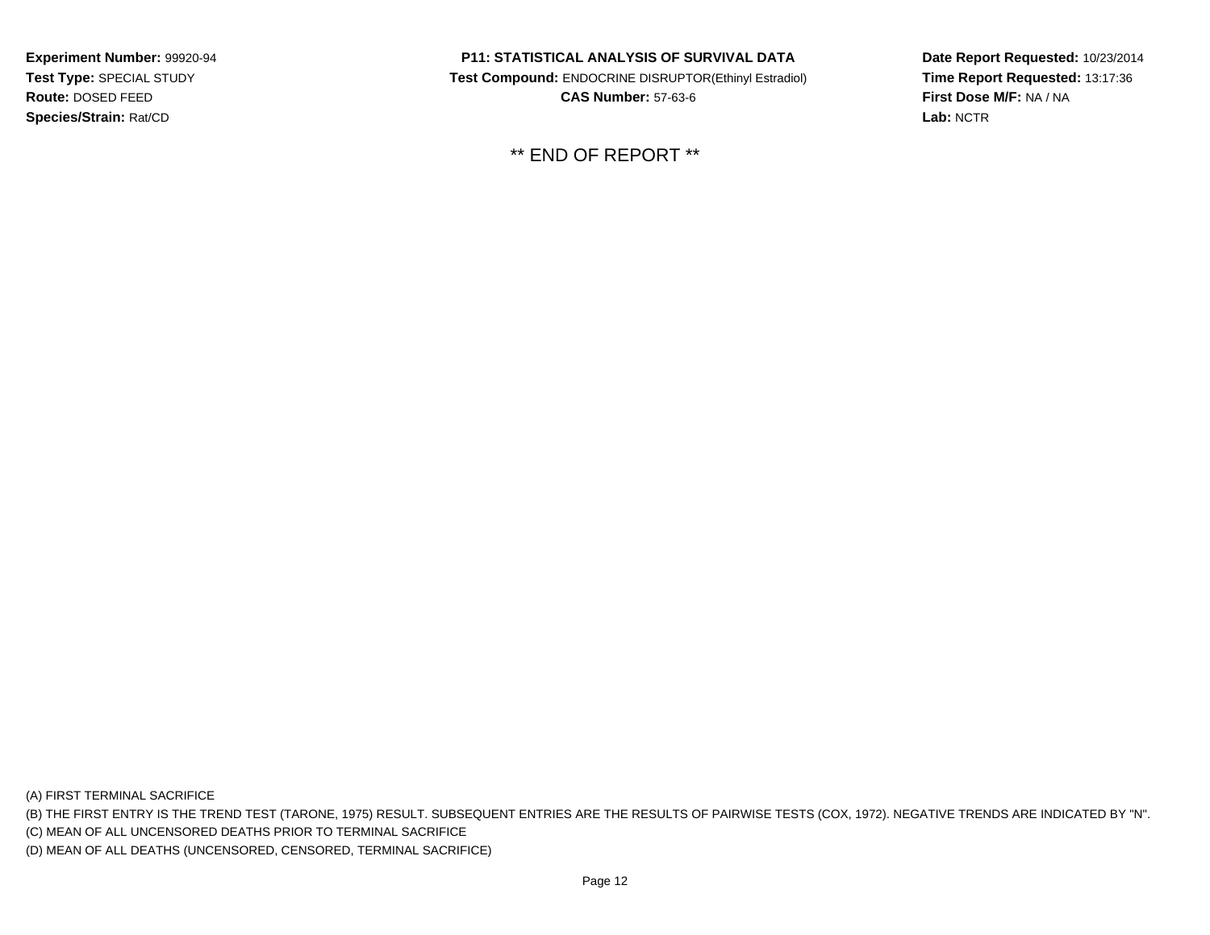**Experiment Number:** 99920-94
**Test Type:** SPECIAL STUDY
**Route:** DOSED FEED
**Species/Strain:** Rat/CD

**P11: STATISTICAL ANALYSIS OF SURVIVAL DATA**
**Test Compound:** ENDOCRINE DISRUPTOR(Ethinyl Estradiol)
**CAS Number:** 57-63-6

**Date Report Requested:** 10/23/2014
**Time Report Requested:** 13:17:36
**First Dose M/F:** NA / NA
**Lab:** NCTR

** END OF REPORT **

(A) FIRST TERMINAL SACRIFICE
(B) THE FIRST ENTRY IS THE TREND TEST (TARONE, 1975) RESULT. SUBSEQUENT ENTRIES ARE THE RESULTS OF PAIRWISE TESTS (COX, 1972). NEGATIVE TRENDS ARE INDICATED BY "N".
(C) MEAN OF ALL UNCENSORED DEATHS PRIOR TO TERMINAL SACRIFICE
(D) MEAN OF ALL DEATHS (UNCENSORED, CENSORED, TERMINAL SACRIFICE)